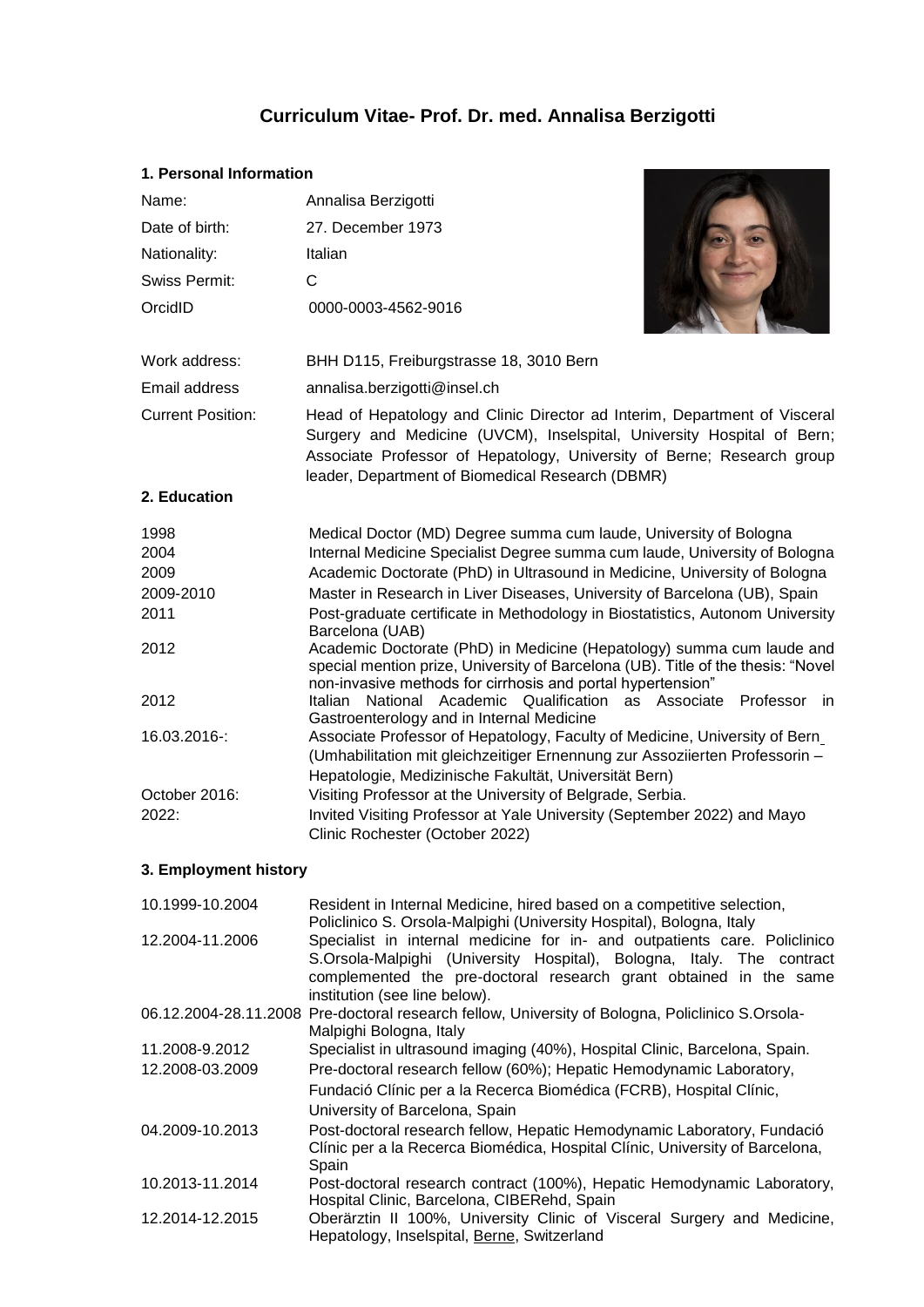# Curriculum Vitae- Prof. Dr. med. Annalisa Berzigotti

## 1. Personal Information

| | |
|---|---|
| Name: | Annalisa Berzigotti |
| Date of birth: | 27. December 1973 |
| Nationality: | Italian |
| Swiss Permit: | C |
| OrcidID | 0000-0003-4562-9016 |
| Work address: | BHH D115, Freiburgstrasse 18, 3010 Bern |
| Email address | annalisa.berzigotti@insel.ch |
| Current Position: | Head of Hepatology and Clinic Director ad Interim, Department of Visceral Surgery and Medicine (UVCM), Inselspital, University Hospital of Bern; Associate Professor of Hepatology, University of Berne; Research group leader, Department of Biomedical Research (DBMR) |

## 2. Education

| | |
|---|---|
| 1998 | Medical Doctor (MD) Degree summa cum laude, University of Bologna |
| 2004 | Internal Medicine Specialist Degree summa cum laude, University of Bologna |
| 2009 | Academic Doctorate (PhD) in Ultrasound in Medicine, University of Bologna |
| 2009-2010 | Master in Research in Liver Diseases, University of Barcelona (UB), Spain |
| 2011 | Post-graduate certificate in Methodology in Biostatistics, Autonom University Barcelona (UAB) |
| 2012 | Academic Doctorate (PhD) in Medicine (Hepatology) summa cum laude and special mention prize, University of Barcelona (UB). Title of the thesis: "Novel non-invasive methods for cirrhosis and portal hypertension" |
| 2012 | Italian National Academic Qualification as Associate Professor in Gastroenterology and in Internal Medicine |
| 16.03.2016-: | Associate Professor of Hepatology, Faculty of Medicine, University of Bern (Umhabilitation mit gleichzeitiger Ernennung zur Assoziierten Professorin – Hepatologie, Medizinische Fakultät, Universität Bern) |
| October 2016: | Visiting Professor at the University of Belgrade, Serbia. |
| 2022: | Invited Visiting Professor at Yale University (September 2022) and Mayo Clinic Rochester (October 2022) |

## 3. Employment history

| | |
|---|---|
| 10.1999-10.2004 | Resident in Internal Medicine, hired based on a competitive selection, Policlinico S. Orsola-Malpighi (University Hospital), Bologna, Italy |
| 12.2004-11.2006 | Specialist in internal medicine for in- and outpatients care. Policlinico S.Orsola-Malpighi (University Hospital), Bologna, Italy. The contract complemented the pre-doctoral research grant obtained in the same institution (see line below). |
| 06.12.2004-28.11.2008 | Pre-doctoral research fellow, University of Bologna, Policlinico S.Orsola-Malpighi Bologna, Italy |
| 11.2008-9.2012 | Specialist in ultrasound imaging (40%), Hospital Clinic, Barcelona, Spain. |
| 12.2008-03.2009 | Pre-doctoral research fellow (60%); Hepatic Hemodynamic Laboratory, Fundació Clínic per a la Recerca Biomédica (FCRB), Hospital Clínic, University of Barcelona, Spain |
| 04.2009-10.2013 | Post-doctoral research fellow, Hepatic Hemodynamic Laboratory, Fundació Clínic per a la Recerca Biomédica, Hospital Clínic, University of Barcelona, Spain |
| 10.2013-11.2014 | Post-doctoral research contract (100%), Hepatic Hemodynamic Laboratory, Hospital Clinic, Barcelona, CIBERehd, Spain |
| 12.2014-12.2015 | Oberärztin II 100%, University Clinic of Visceral Surgery and Medicine, Hepatology, Inselspital, Berne, Switzerland |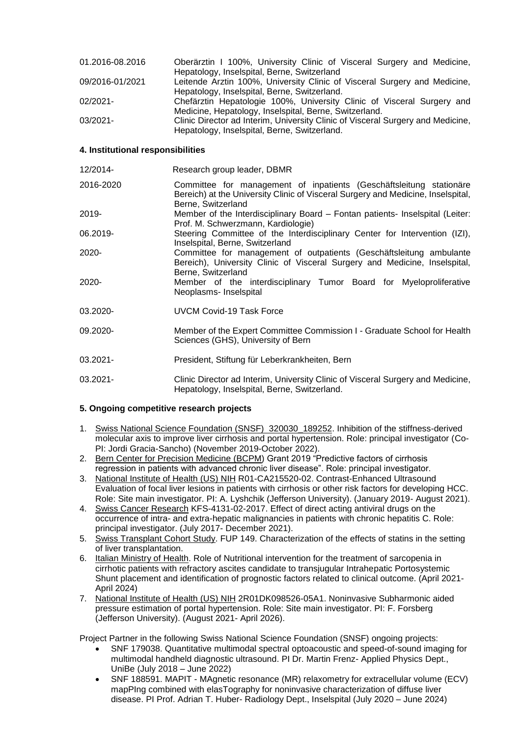| | |
|---|---|
| 01.2016-08.2016 | Oberärztin I 100%, University Clinic of Visceral Surgery and Medicine, Hepatology, Inselspital, Berne, Switzerland |
| 09/2016-01/2021 | Leitende Arztin 100%, University Clinic of Visceral Surgery and Medicine, Hepatology, Inselspital, Berne, Switzerland. |
| 02/2021- | Chefärztin Hepatologie 100%, University Clinic of Visceral Surgery and Medicine, Hepatology, Inselspital, Berne, Switzerland. |
| 03/2021- | Clinic Director ad Interim, University Clinic of Visceral Surgery and Medicine, Hepatology, Inselspital, Berne, Switzerland. |

**4. Institutional responsibilities**

| | |
|---|---|
| 12/2014- | Research group leader, DBMR |
| 2016-2020 | Committee for management of inpatients (Geschäftsleitung stationäre Bereich) at the University Clinic of Visceral Surgery and Medicine, Inselspital, Berne, Switzerland |
| 2019- | Member of the Interdisciplinary Board – Fontan patients- Inselspital (Leiter: Prof. M. Schwerzmann, Kardiologie) |
| 06.2019- | Steering Committee of the Interdisciplinary Center for Intervention (IZI), Inselspital, Berne, Switzerland |
| 2020- | Committee for management of outpatients (Geschäftsleitung ambulante Bereich), University Clinic of Visceral Surgery and Medicine, Inselspital, Berne, Switzerland |
| 2020- | Member of the interdisciplinary Tumor Board for Myeloproliferative Neoplasms- Inselspital |
| 03.2020- | UVCM Covid-19 Task Force |
| 09.2020- | Member of the Expert Committee Commission I - Graduate School for Health Sciences (GHS), University of Bern |
| 03.2021- | President, Stiftung für Leberkrankheiten, Bern |
| 03.2021- | Clinic Director ad Interim, University Clinic of Visceral Surgery and Medicine, Hepatology, Inselspital, Berne, Switzerland. |

**5. Ongoing competitive research projects**

1. Swiss National Science Foundation (SNSF) 320030_189252. Inhibition of the stiffness-derived molecular axis to improve liver cirrhosis and portal hypertension. Role: principal investigator (Co-PI: Jordi Gracia-Sancho) (November 2019-October 2022).
2. Bern Center for Precision Medicine (BCPM) Grant 2019 "Predictive factors of cirrhosis regression in patients with advanced chronic liver disease". Role: principal investigator.
3. National Institute of Health (US) NIH R01-CA215520-02. Contrast-Enhanced Ultrasound Evaluation of focal liver lesions in patients with cirrhosis or other risk factors for developing HCC. Role: Site main investigator. PI: A. Lyshchik (Jefferson University). (January 2019- August 2021).
4. Swiss Cancer Research KFS-4131-02-2017. Effect of direct acting antiviral drugs on the occurrence of intra- and extra-hepatic malignancies in patients with chronic hepatitis C. Role: principal investigator. (July 2017- December 2021).
5. Swiss Transplant Cohort Study. FUP 149. Characterization of the effects of statins in the setting of liver transplantation.
6. Italian Ministry of Health. Role of Nutritional intervention for the treatment of sarcopenia in cirrhotic patients with refractory ascites candidate to transjugular Intrahepatic Portosystemic Shunt placement and identification of prognostic factors related to clinical outcome. (April 2021- April 2024)
7. National Institute of Health (US) NIH 2R01DK098526-05A1. Noninvasive Subharmonic aided pressure estimation of portal hypertension. Role: Site main investigator. PI: F. Forsberg (Jefferson University). (August 2021- April 2026).

Project Partner in the following Swiss National Science Foundation (SNSF) ongoing projects:

- SNF 179038. Quantitative multimodal spectral optoacoustic and speed-of-sound imaging for multimodal handheld diagnostic ultrasound. PI Dr. Martin Frenz- Applied Physics Dept., UniBe (July 2018 – June 2022)
- SNF 188591. MAPIT - MAgnetic resonance (MR) relaxometry for extracellular volume (ECV) mapPIng combined with elasTography for noninvasive characterization of diffuse liver disease. PI Prof. Adrian T. Huber- Radiology Dept., Inselspital (July 2020 – June 2024)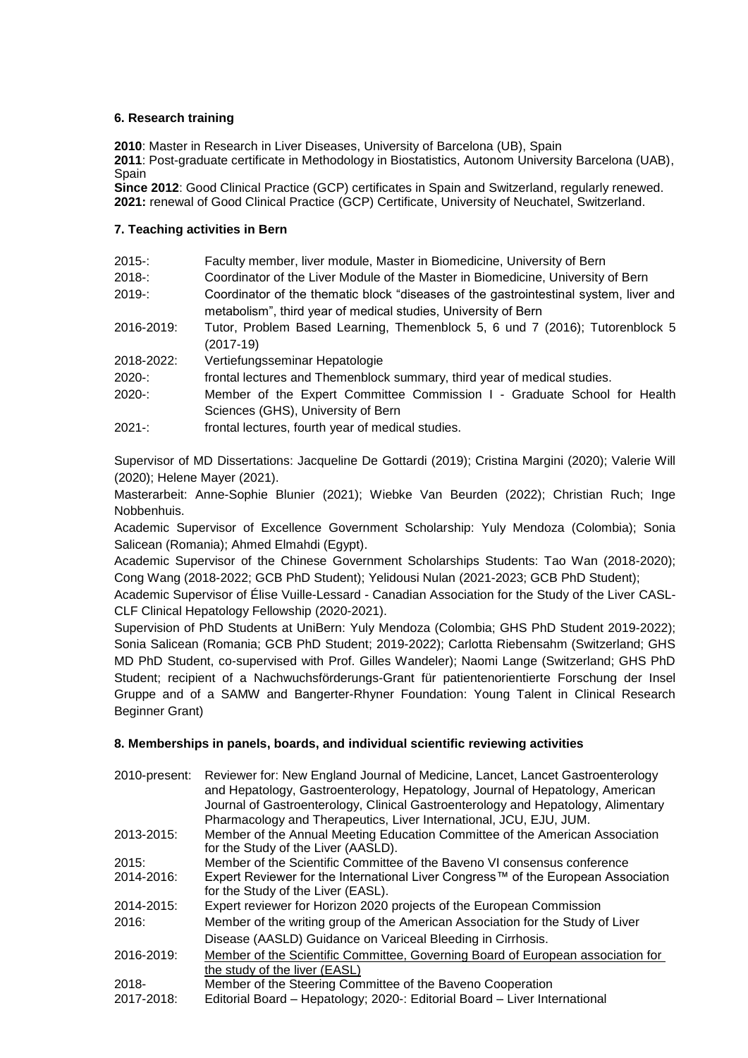**6. Research training**

**2010**: Master in Research in Liver Diseases, University of Barcelona (UB), Spain
**2011**: Post-graduate certificate in Methodology in Biostatistics, Autonom University Barcelona (UAB), Spain
**Since 2012**: Good Clinical Practice (GCP) certificates in Spain and Switzerland, regularly renewed.
**2021:** renewal of Good Clinical Practice (GCP) Certificate, University of Neuchatel, Switzerland.

**7. Teaching activities in Bern**

| | |
|---|---|
| 2015-: | Faculty member, liver module, Master in Biomedicine, University of Bern |
| 2018-: | Coordinator of the Liver Module of the Master in Biomedicine, University of Bern |
| 2019-: | Coordinator of the thematic block "diseases of the gastrointestinal system, liver and metabolism", third year of medical studies, University of Bern |
| 2016-2019: | Tutor, Problem Based Learning, Themenblock 5, 6 und 7 (2016); Tutorenblock 5 (2017-19) |
| 2018-2022: | Vertiefungsseminar Hepatologie |
| 2020-: | frontal lectures and Themenblock summary, third year of medical studies. |
| 2020-: | Member of the Expert Committee Commission I - Graduate School for Health Sciences (GHS), University of Bern |
| 2021-: | frontal lectures, fourth year of medical studies. |

Supervisor of MD Dissertations: Jacqueline De Gottardi (2019); Cristina Margini (2020); Valerie Will (2020); Helene Mayer (2021).

Masterarbeit: Anne-Sophie Blunier (2021); Wiebke Van Beurden (2022); Christian Ruch; Inge Nobbenhuis.

Academic Supervisor of Excellence Government Scholarship: Yuly Mendoza (Colombia); Sonia Salicean (Romania); Ahmed Elmahdi (Egypt).

Academic Supervisor of the Chinese Government Scholarships Students: Tao Wan (2018-2020); Cong Wang (2018-2022; GCB PhD Student); Yelidousi Nulan (2021-2023; GCB PhD Student);

Academic Supervisor of Élise Vuille-Lessard - Canadian Association for the Study of the Liver CASL-CLF Clinical Hepatology Fellowship (2020-2021).

Supervision of PhD Students at UniBern: Yuly Mendoza (Colombia; GHS PhD Student 2019-2022); Sonia Salicean (Romania; GCB PhD Student; 2019-2022); Carlotta Riebensahm (Switzerland; GHS MD PhD Student, co-supervised with Prof. Gilles Wandeler); Naomi Lange (Switzerland; GHS PhD Student; recipient of a Nachwuchsförderungs-Grant für patientenorientierte Forschung der Insel Gruppe and of a SAMW and Bangerter-Rhyner Foundation: Young Talent in Clinical Research Beginner Grant)

**8. Memberships in panels, boards, and individual scientific reviewing activities**

| | |
|---|---|
| 2010-present: | Reviewer for: New England Journal of Medicine, Lancet, Lancet Gastroenterology and Hepatology, Gastroenterology, Hepatology, Journal of Hepatology, American Journal of Gastroenterology, Clinical Gastroenterology and Hepatology, Alimentary Pharmacology and Therapeutics, Liver International, JCU, EJU, JUM. |
| 2013-2015: | Member of the Annual Meeting Education Committee of the American Association for the Study of the Liver (AASLD). |
| 2015: | Member of the Scientific Committee of the Baveno VI consensus conference |
| 2014-2016: | Expert Reviewer for the International Liver Congress™ of the European Association for the Study of the Liver (EASL). |
| 2014-2015: | Expert reviewer for Horizon 2020 projects of the European Commission |
| 2016: | Member of the writing group of the American Association for the Study of Liver Disease (AASLD) Guidance on Variceal Bleeding in Cirrhosis. |
| 2016-2019: | <u>Member of the Scientific Committee, Governing Board of European association for the study of the liver (EASL)</u> |
| 2018- | Member of the Steering Committee of the Baveno Cooperation |
| 2017-2018: | Editorial Board – Hepatology; 2020-: Editorial Board – Liver International |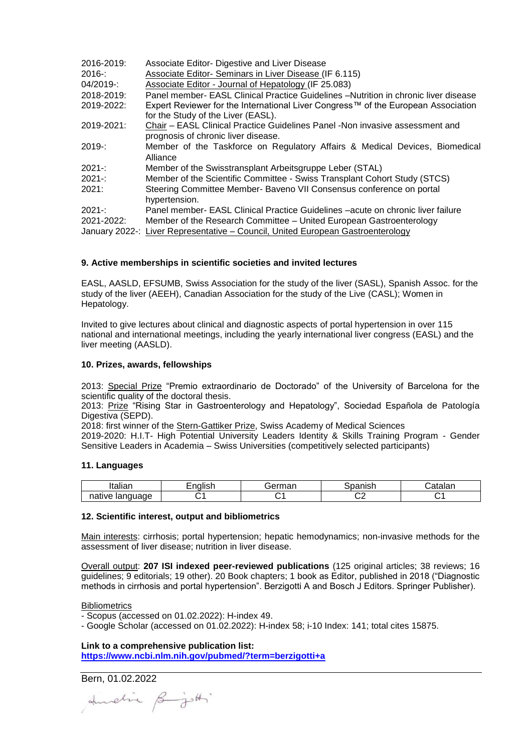2016-2019: Associate Editor- Digestive and Liver Disease
2016-: Associate Editor- Seminars in Liver Disease (IF 6.115)
04/2019-: Associate Editor - Journal of Hepatology (IF 25.083)
2018-2019: Panel member- EASL Clinical Practice Guidelines –Nutrition in chronic liver disease
2019-2022: Expert Reviewer for the International Liver Congress™ of the European Association for the Study of the Liver (EASL).
2019-2021: Chair – EASL Clinical Practice Guidelines Panel -Non invasive assessment and prognosis of chronic liver disease.
2019-: Member of the Taskforce on Regulatory Affairs & Medical Devices, Biomedical Alliance
2021-: Member of the Swisstransplant Arbeitsgruppe Leber (STAL)
2021-: Member of the Scientific Committee - Swiss Transplant Cohort Study (STCS)
2021: Steering Committee Member- Baveno VII Consensus conference on portal hypertension.
2021-: Panel member- EASL Clinical Practice Guidelines –acute on chronic liver failure
2021-2022: Member of the Research Committee – United European Gastroenterology
January 2022-: Liver Representative – Council, United European Gastroenterology

### 9. Active memberships in scientific societies and invited lectures

EASL, AASLD, EFSUMB, Swiss Association for the study of the liver (SASL), Spanish Assoc. for the study of the liver (AEEH), Canadian Association for the study of the Live (CASL); Women in Hepatology.

Invited to give lectures about clinical and diagnostic aspects of portal hypertension in over 115 national and international meetings, including the yearly international liver congress (EASL) and the liver meeting (AASLD).

### 10. Prizes, awards, fellowships

2013: Special Prize "Premio extraordinario de Doctorado" of the University of Barcelona for the scientific quality of the doctoral thesis.
2013: Prize "Rising Star in Gastroenterology and Hepatology", Sociedad Española de Patología Digestiva (SEPD).
2018: first winner of the Stern-Gattiker Prize, Swiss Academy of Medical Sciences
2019-2020: H.I.T- High Potential University Leaders Identity & Skills Training Program - Gender Sensitive Leaders in Academia – Swiss Universities (competitively selected participants)

### 11. Languages

| Italian | English | German | Spanish | Catalan |
|---|---|---|---|---|
| native language | C1 | C1 | C2 | C1 |

### 12. Scientific interest, output and bibliometrics

Main interests: cirrhosis; portal hypertension; hepatic hemodynamics; non-invasive methods for the assessment of liver disease; nutrition in liver disease.

Overall output: **207 ISI indexed peer-reviewed publications** (125 original articles; 38 reviews; 16 guidelines; 9 editorials; 19 other). 20 Book chapters; 1 book as Editor, published in 2018 ("Diagnostic methods in cirrhosis and portal hypertension". Berzigotti A and Bosch J Editors. Springer Publisher).

Bibliometrics
- Scopus (accessed on 01.02.2022): H-index 49.
- Google Scholar (accessed on 01.02.2022): H-index 58; i-10 Index: 141; total cites 15875.

**Link to a comprehensive publication list:**
**https://www.ncbi.nlm.nih.gov/pubmed/?term=berzigotti+a**

Bern, 01.02.2022